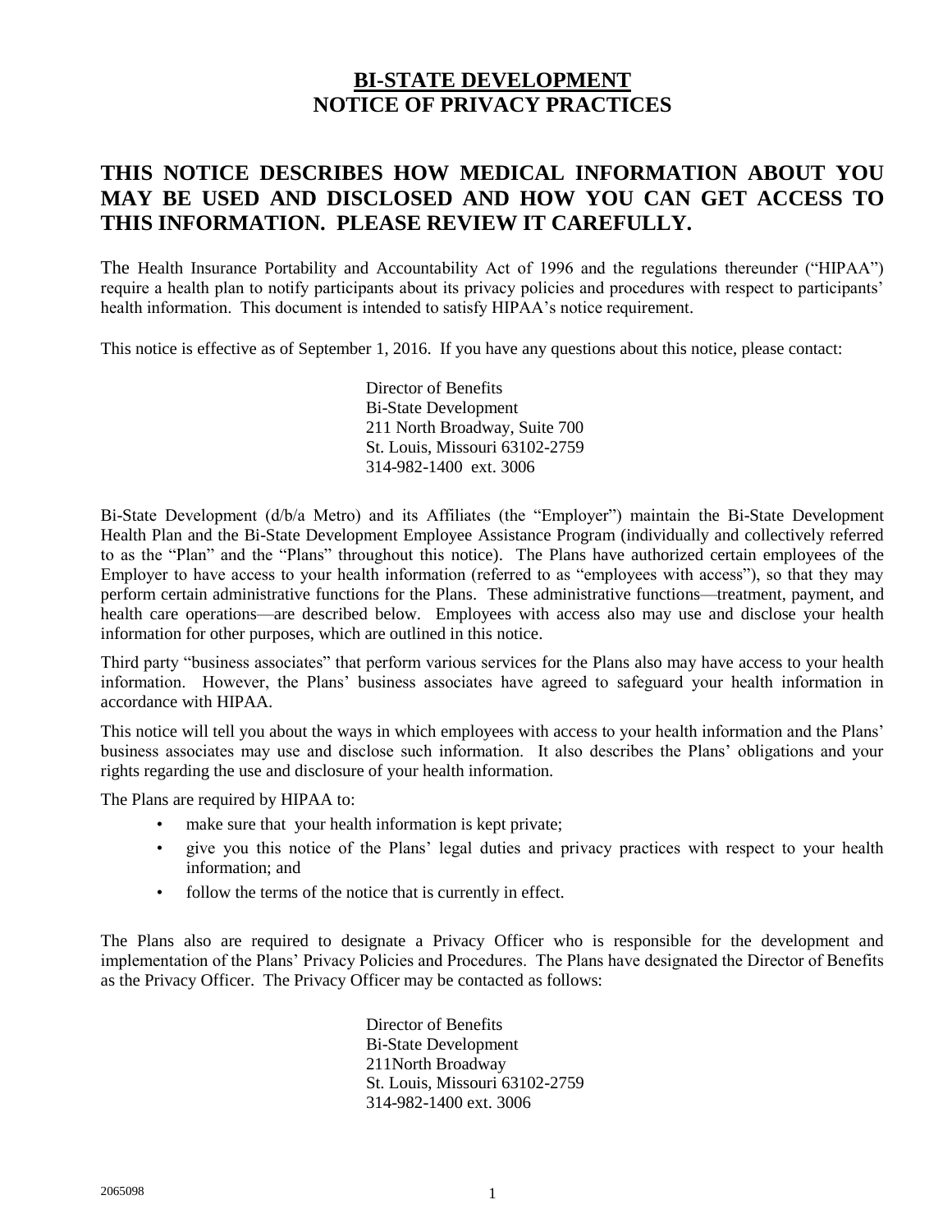# BI-STATE DEVELOPMENT
# NOTICE OF PRIVACY PRACTICES

## THIS NOTICE DESCRIBES HOW MEDICAL INFORMATION ABOUT YOU MAY BE USED AND DISCLOSED AND HOW YOU CAN GET ACCESS TO THIS INFORMATION. PLEASE REVIEW IT CAREFULLY.

The Health Insurance Portability and Accountability Act of 1996 and the regulations thereunder ("HIPAA") require a health plan to notify participants about its privacy policies and procedures with respect to participants' health information. This document is intended to satisfy HIPAA's notice requirement.

This notice is effective as of September 1, 2016. If you have any questions about this notice, please contact:

Director of Benefits
Bi-State Development
211 North Broadway, Suite 700
St. Louis, Missouri 63102-2759
314-982-1400 ext. 3006

Bi-State Development (d/b/a Metro) and its Affiliates (the "Employer") maintain the Bi-State Development Health Plan and the Bi-State Development Employee Assistance Program (individually and collectively referred to as the "Plan" and the "Plans" throughout this notice). The Plans have authorized certain employees of the Employer to have access to your health information (referred to as "employees with access"), so that they may perform certain administrative functions for the Plans. These administrative functions—treatment, payment, and health care operations—are described below. Employees with access also may use and disclose your health information for other purposes, which are outlined in this notice.

Third party "business associates" that perform various services for the Plans also may have access to your health information. However, the Plans' business associates have agreed to safeguard your health information in accordance with HIPAA.

This notice will tell you about the ways in which employees with access to your health information and the Plans' business associates may use and disclose such information. It also describes the Plans' obligations and your rights regarding the use and disclosure of your health information.

The Plans are required by HIPAA to:

- make sure that your health information is kept private;
- give you this notice of the Plans' legal duties and privacy practices with respect to your health information; and
- follow the terms of the notice that is currently in effect.

The Plans also are required to designate a Privacy Officer who is responsible for the development and implementation of the Plans' Privacy Policies and Procedures. The Plans have designated the Director of Benefits as the Privacy Officer. The Privacy Officer may be contacted as follows:

Director of Benefits
Bi-State Development
211North Broadway
St. Louis, Missouri 63102-2759
314-982-1400 ext. 3006

2065098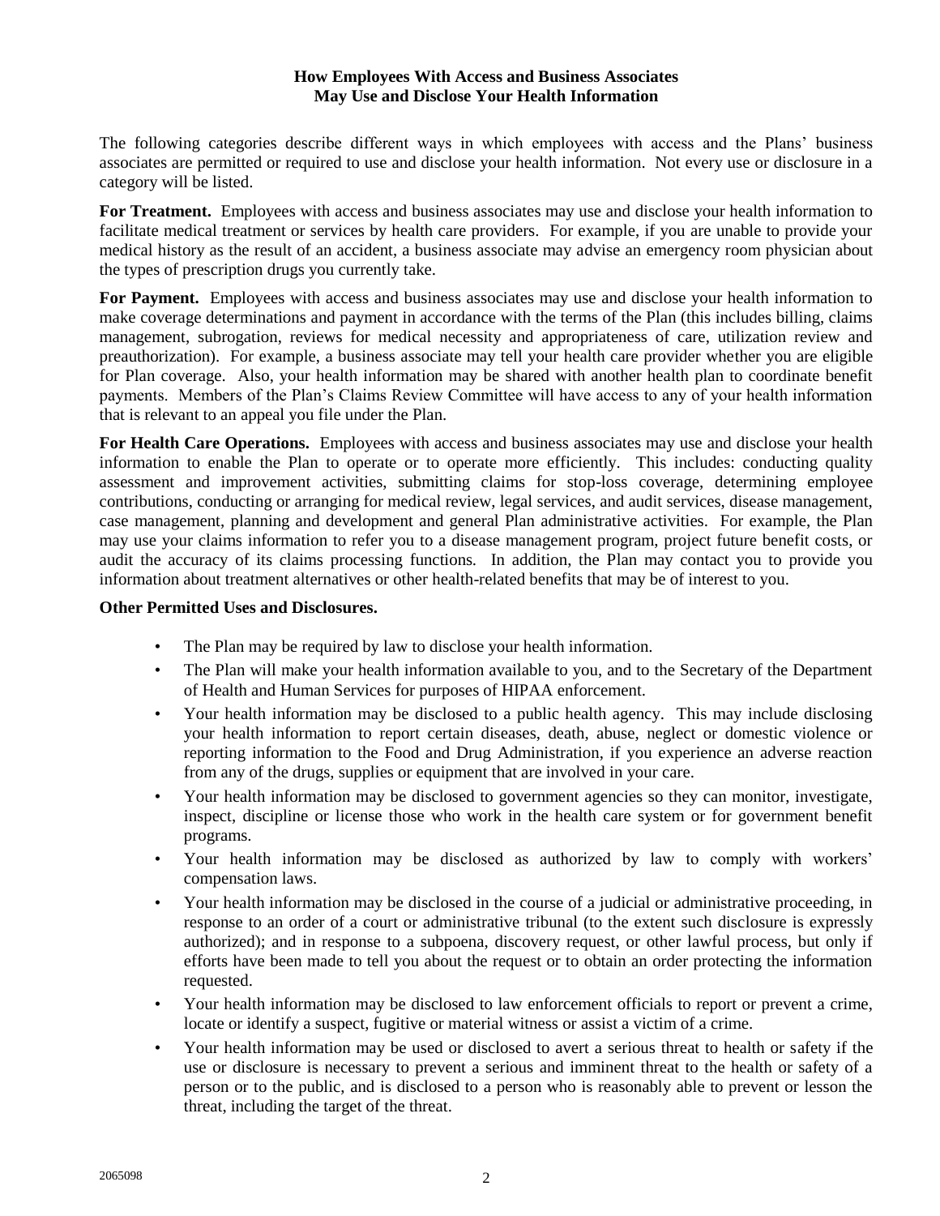## How Employees With Access and Business Associates May Use and Disclose Your Health Information

The following categories describe different ways in which employees with access and the Plans' business associates are permitted or required to use and disclose your health information. Not every use or disclosure in a category will be listed.

**For Treatment.** Employees with access and business associates may use and disclose your health information to facilitate medical treatment or services by health care providers. For example, if you are unable to provide your medical history as the result of an accident, a business associate may advise an emergency room physician about the types of prescription drugs you currently take.

**For Payment.** Employees with access and business associates may use and disclose your health information to make coverage determinations and payment in accordance with the terms of the Plan (this includes billing, claims management, subrogation, reviews for medical necessity and appropriateness of care, utilization review and preauthorization). For example, a business associate may tell your health care provider whether you are eligible for Plan coverage. Also, your health information may be shared with another health plan to coordinate benefit payments. Members of the Plan's Claims Review Committee will have access to any of your health information that is relevant to an appeal you file under the Plan.

**For Health Care Operations.** Employees with access and business associates may use and disclose your health information to enable the Plan to operate or to operate more efficiently. This includes: conducting quality assessment and improvement activities, submitting claims for stop-loss coverage, determining employee contributions, conducting or arranging for medical review, legal services, and audit services, disease management, case management, planning and development and general Plan administrative activities. For example, the Plan may use your claims information to refer you to a disease management program, project future benefit costs, or audit the accuracy of its claims processing functions. In addition, the Plan may contact you to provide you information about treatment alternatives or other health-related benefits that may be of interest to you.

**Other Permitted Uses and Disclosures.**

- The Plan may be required by law to disclose your health information.
- The Plan will make your health information available to you, and to the Secretary of the Department of Health and Human Services for purposes of HIPAA enforcement.
- Your health information may be disclosed to a public health agency. This may include disclosing your health information to report certain diseases, death, abuse, neglect or domestic violence or reporting information to the Food and Drug Administration, if you experience an adverse reaction from any of the drugs, supplies or equipment that are involved in your care.
- Your health information may be disclosed to government agencies so they can monitor, investigate, inspect, discipline or license those who work in the health care system or for government benefit programs.
- Your health information may be disclosed as authorized by law to comply with workers' compensation laws.
- Your health information may be disclosed in the course of a judicial or administrative proceeding, in response to an order of a court or administrative tribunal (to the extent such disclosure is expressly authorized); and in response to a subpoena, discovery request, or other lawful process, but only if efforts have been made to tell you about the request or to obtain an order protecting the information requested.
- Your health information may be disclosed to law enforcement officials to report or prevent a crime, locate or identify a suspect, fugitive or material witness or assist a victim of a crime.
- Your health information may be used or disclosed to avert a serious threat to health or safety if the use or disclosure is necessary to prevent a serious and imminent threat to the health or safety of a person or to the public, and is disclosed to a person who is reasonably able to prevent or lesson the threat, including the target of the threat.

2065098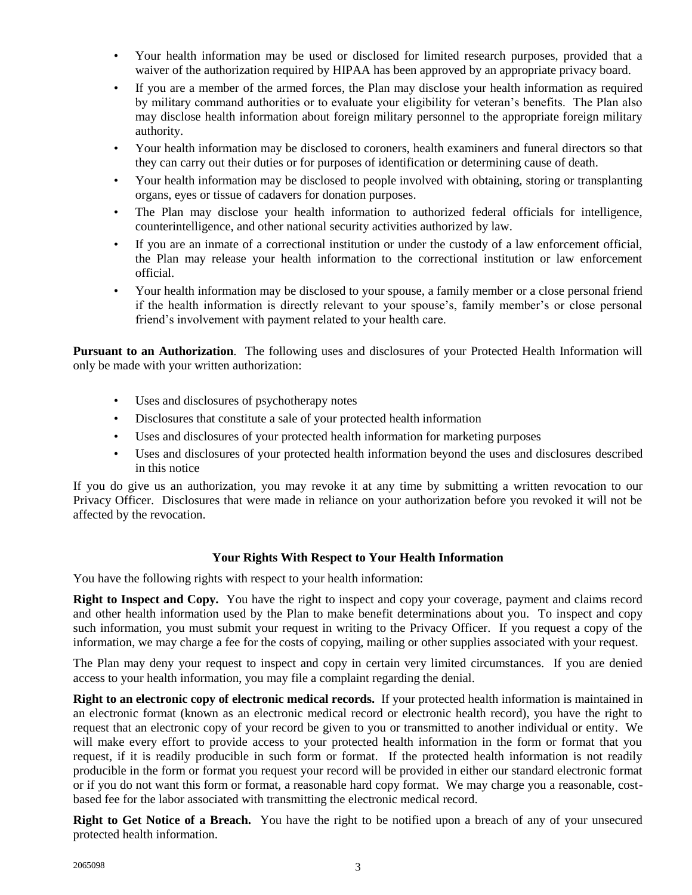- Your health information may be used or disclosed for limited research purposes, provided that a waiver of the authorization required by HIPAA has been approved by an appropriate privacy board.
- If you are a member of the armed forces, the Plan may disclose your health information as required by military command authorities or to evaluate your eligibility for veteran's benefits. The Plan also may disclose health information about foreign military personnel to the appropriate foreign military authority.
- Your health information may be disclosed to coroners, health examiners and funeral directors so that they can carry out their duties or for purposes of identification or determining cause of death.
- Your health information may be disclosed to people involved with obtaining, storing or transplanting organs, eyes or tissue of cadavers for donation purposes.
- The Plan may disclose your health information to authorized federal officials for intelligence, counterintelligence, and other national security activities authorized by law.
- If you are an inmate of a correctional institution or under the custody of a law enforcement official, the Plan may release your health information to the correctional institution or law enforcement official.
- Your health information may be disclosed to your spouse, a family member or a close personal friend if the health information is directly relevant to your spouse's, family member's or close personal friend's involvement with payment related to your health care.

**Pursuant to an Authorization**. The following uses and disclosures of your Protected Health Information will only be made with your written authorization:

- Uses and disclosures of psychotherapy notes
- Disclosures that constitute a sale of your protected health information
- Uses and disclosures of your protected health information for marketing purposes
- Uses and disclosures of your protected health information beyond the uses and disclosures described in this notice

If you do give us an authorization, you may revoke it at any time by submitting a written revocation to our Privacy Officer. Disclosures that were made in reliance on your authorization before you revoked it will not be affected by the revocation.

## Your Rights With Respect to Your Health Information

You have the following rights with respect to your health information:

**Right to Inspect and Copy.** You have the right to inspect and copy your coverage, payment and claims record and other health information used by the Plan to make benefit determinations about you. To inspect and copy such information, you must submit your request in writing to the Privacy Officer. If you request a copy of the information, we may charge a fee for the costs of copying, mailing or other supplies associated with your request.

The Plan may deny your request to inspect and copy in certain very limited circumstances. If you are denied access to your health information, you may file a complaint regarding the denial.

**Right to an electronic copy of electronic medical records.** If your protected health information is maintained in an electronic format (known as an electronic medical record or electronic health record), you have the right to request that an electronic copy of your record be given to you or transmitted to another individual or entity. We will make every effort to provide access to your protected health information in the form or format that you request, if it is readily producible in such form or format. If the protected health information is not readily producible in the form or format you request your record will be provided in either our standard electronic format or if you do not want this form or format, a reasonable hard copy format. We may charge you a reasonable, cost-based fee for the labor associated with transmitting the electronic medical record.

**Right to Get Notice of a Breach.** You have the right to be notified upon a breach of any of your unsecured protected health information.

2065098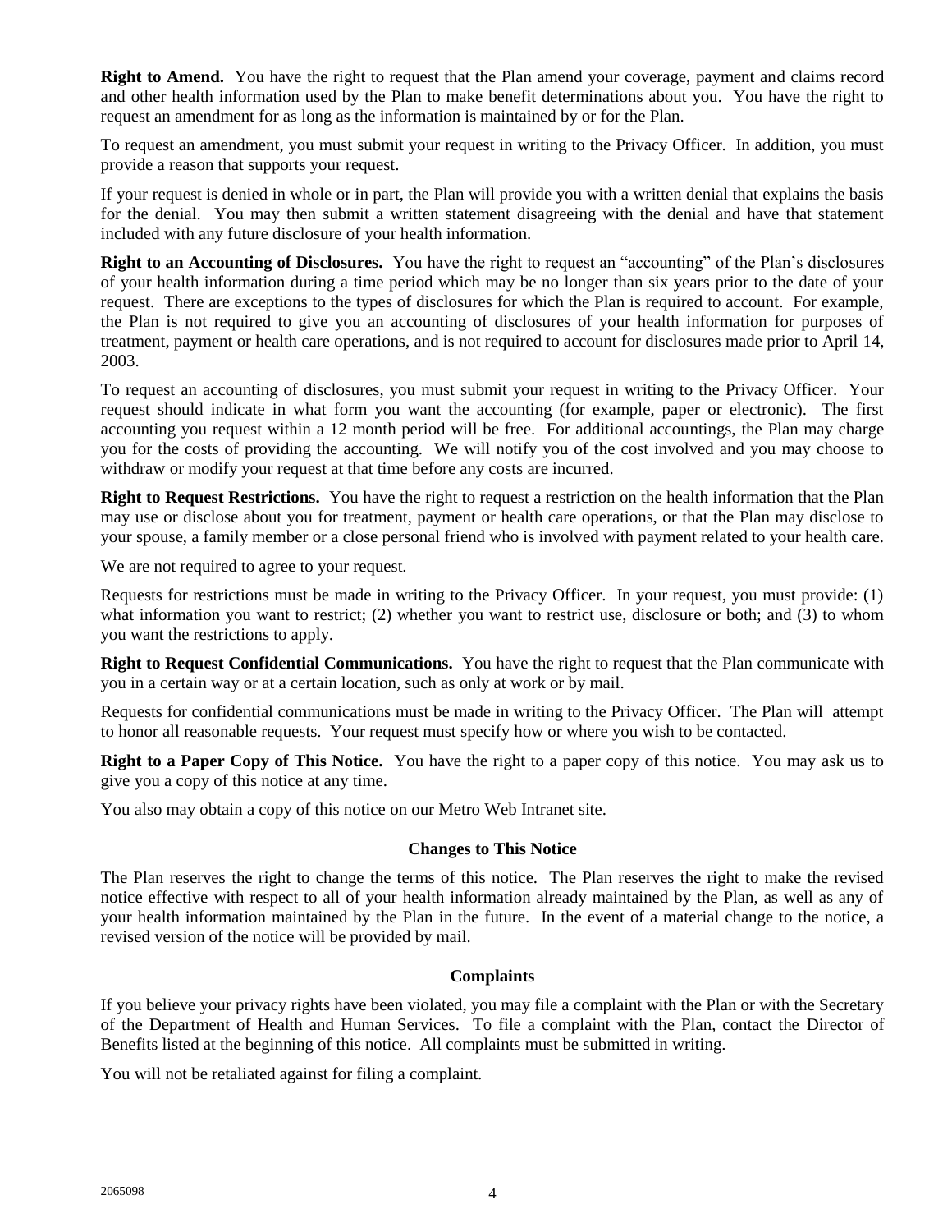**Right to Amend.** You have the right to request that the Plan amend your coverage, payment and claims record and other health information used by the Plan to make benefit determinations about you. You have the right to request an amendment for as long as the information is maintained by or for the Plan.

To request an amendment, you must submit your request in writing to the Privacy Officer. In addition, you must provide a reason that supports your request.

If your request is denied in whole or in part, the Plan will provide you with a written denial that explains the basis for the denial. You may then submit a written statement disagreeing with the denial and have that statement included with any future disclosure of your health information.

**Right to an Accounting of Disclosures.** You have the right to request an "accounting" of the Plan's disclosures of your health information during a time period which may be no longer than six years prior to the date of your request. There are exceptions to the types of disclosures for which the Plan is required to account. For example, the Plan is not required to give you an accounting of disclosures of your health information for purposes of treatment, payment or health care operations, and is not required to account for disclosures made prior to April 14, 2003.

To request an accounting of disclosures, you must submit your request in writing to the Privacy Officer. Your request should indicate in what form you want the accounting (for example, paper or electronic). The first accounting you request within a 12 month period will be free. For additional accountings, the Plan may charge you for the costs of providing the accounting. We will notify you of the cost involved and you may choose to withdraw or modify your request at that time before any costs are incurred.

**Right to Request Restrictions.** You have the right to request a restriction on the health information that the Plan may use or disclose about you for treatment, payment or health care operations, or that the Plan may disclose to your spouse, a family member or a close personal friend who is involved with payment related to your health care.

We are not required to agree to your request.

Requests for restrictions must be made in writing to the Privacy Officer. In your request, you must provide: (1) what information you want to restrict; (2) whether you want to restrict use, disclosure or both; and (3) to whom you want the restrictions to apply.

**Right to Request Confidential Communications.** You have the right to request that the Plan communicate with you in a certain way or at a certain location, such as only at work or by mail.

Requests for confidential communications must be made in writing to the Privacy Officer. The Plan will attempt to honor all reasonable requests. Your request must specify how or where you wish to be contacted.

**Right to a Paper Copy of This Notice.** You have the right to a paper copy of this notice. You may ask us to give you a copy of this notice at any time.

You also may obtain a copy of this notice on our Metro Web Intranet site.

## Changes to This Notice

The Plan reserves the right to change the terms of this notice. The Plan reserves the right to make the revised notice effective with respect to all of your health information already maintained by the Plan, as well as any of your health information maintained by the Plan in the future. In the event of a material change to the notice, a revised version of the notice will be provided by mail.

## Complaints

If you believe your privacy rights have been violated, you may file a complaint with the Plan or with the Secretary of the Department of Health and Human Services. To file a complaint with the Plan, contact the Director of Benefits listed at the beginning of this notice. All complaints must be submitted in writing.

You will not be retaliated against for filing a complaint.

2065098